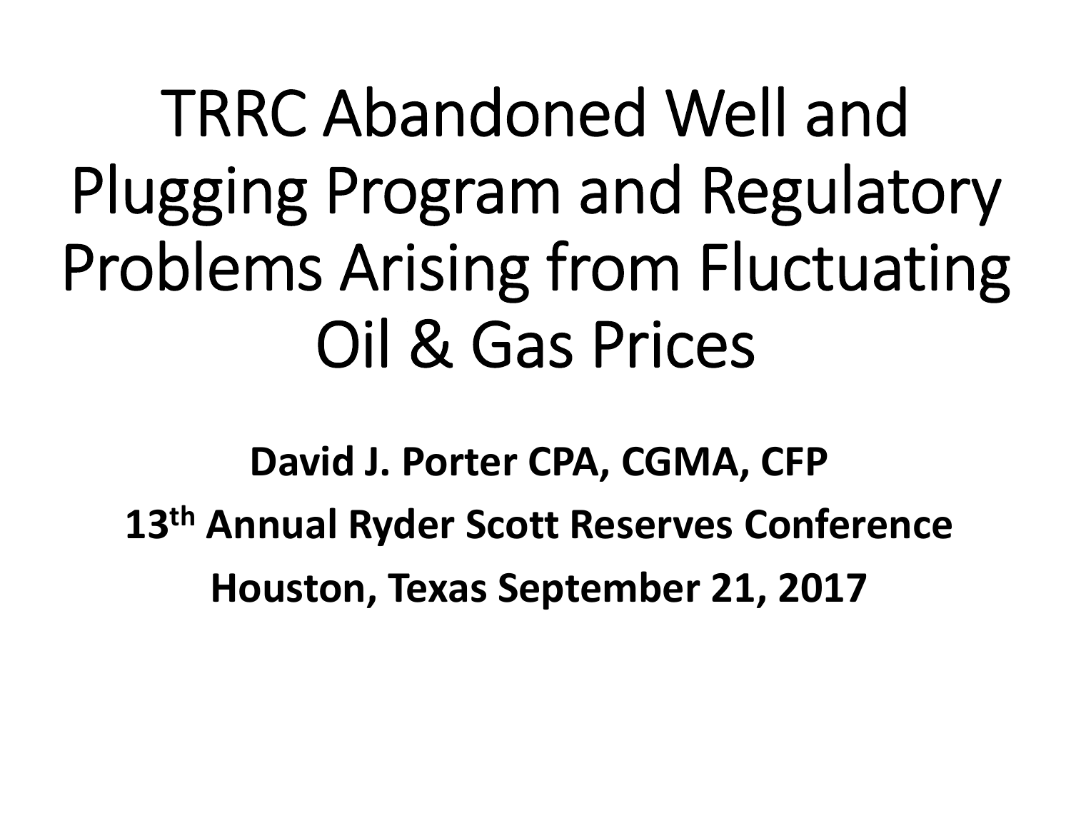# TRRC Abandoned Well and Plugging Program and Regulatory Problems Arising from Fluctuating Oil & Gas Prices

**David J. Porter CPA, CGMA, CFP**

**13th Annual Ryder Scott Reserves Conference**

**Houston, Texas September 21, 2017**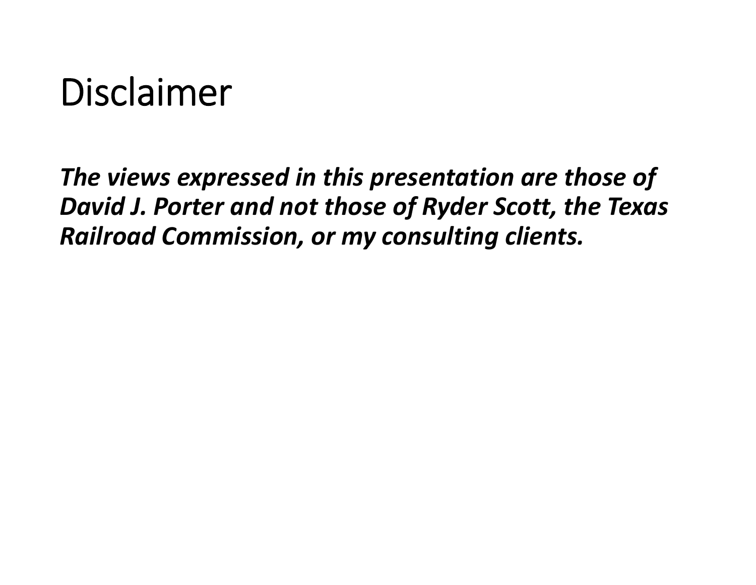# Disclaimer

***The views expressed in this presentation are those of David J. Porter and not those of Ryder Scott, the Texas Railroad Commission, or my consulting clients.***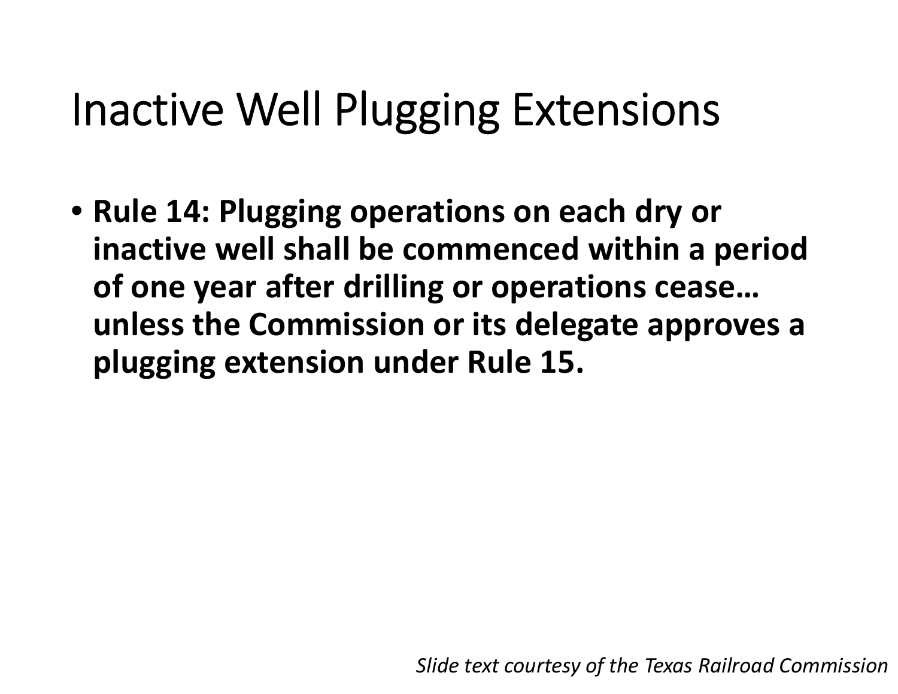# Inactive Well Plugging Extensions

- **Rule 14: Plugging operations on each dry or inactive well shall be commenced within a period of one year after drilling or operations cease… unless the Commission or its delegate approves a plugging extension under Rule 15.**

*Slide text courtesy of the Texas Railroad Commission*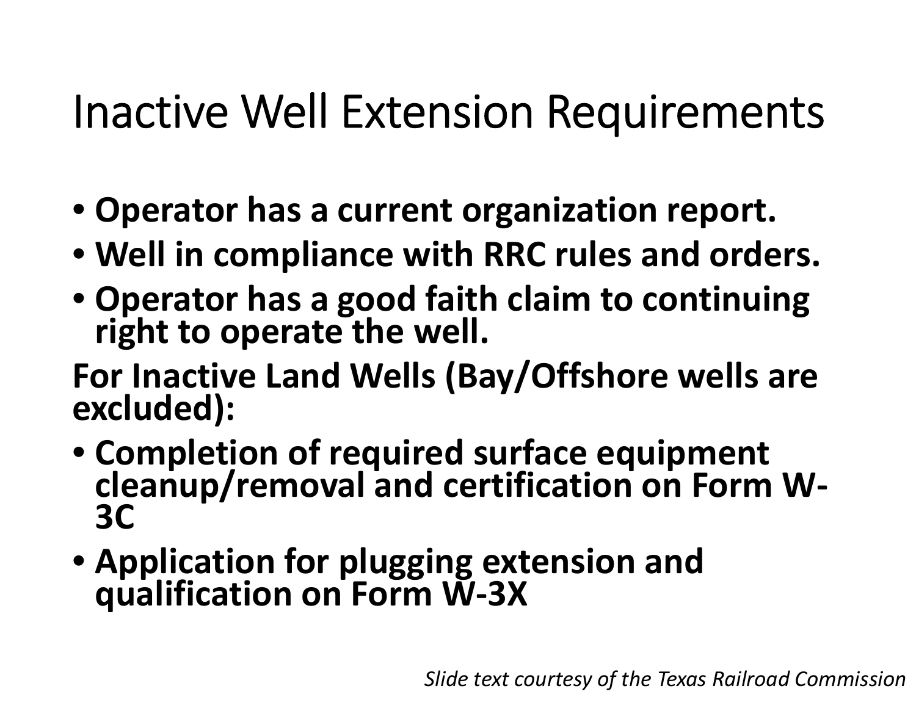# Inactive Well Extension Requirements

- **Operator has a current organization report.**
- **Well in compliance with RRC rules and orders.**
- **Operator has a good faith claim to continuing right to operate the well.**

**For Inactive Land Wells (Bay/Offshore wells are excluded):**

- **Completion of required surface equipment cleanup/removal and certification on Form W-3C**
- **Application for plugging extension and qualification on Form W-3X**

*Slide text courtesy of the Texas Railroad Commission*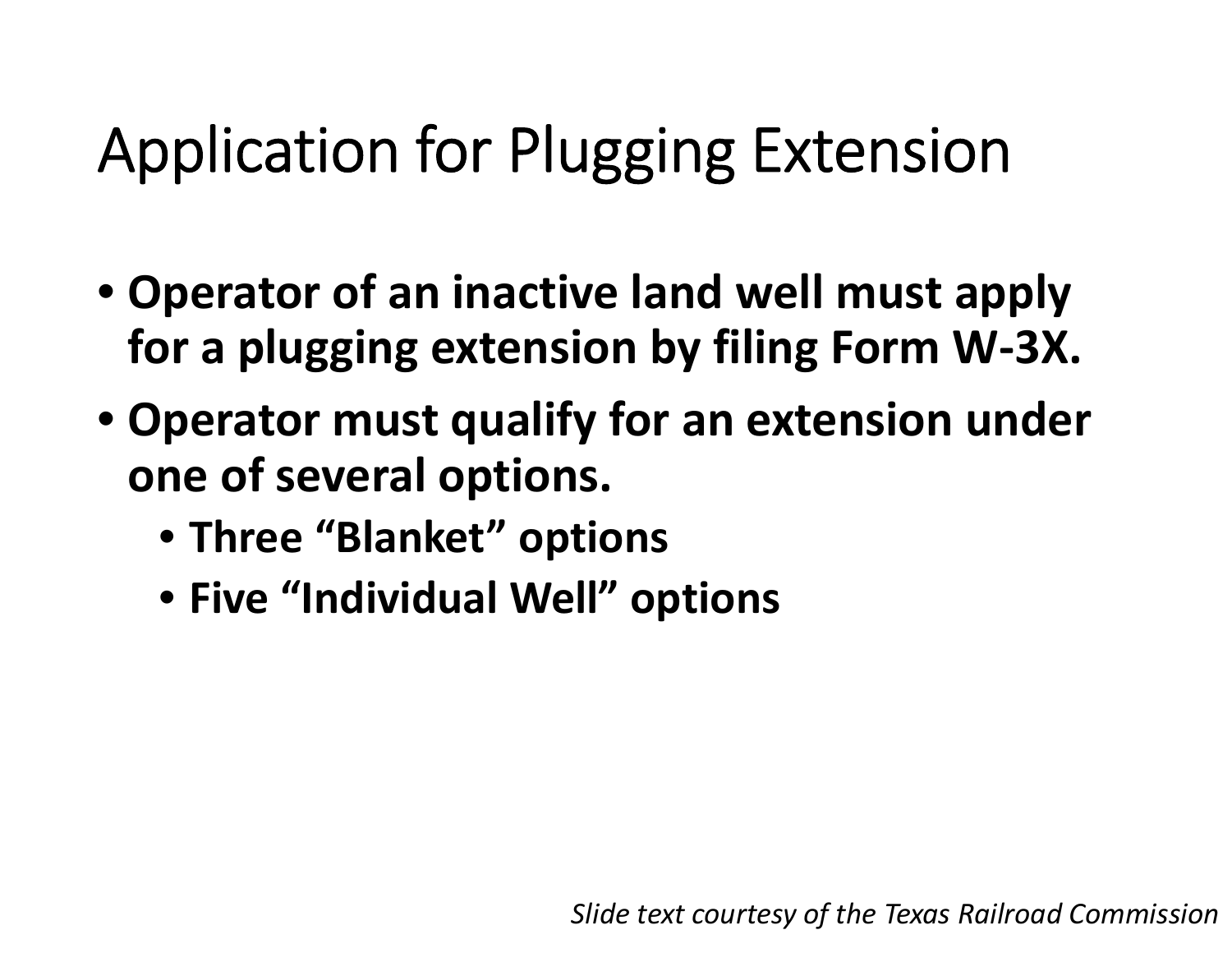# Application for Plugging Extension

- **Operator of an inactive land well must apply for a plugging extension by filing Form W-3X.**
- **Operator must qualify for an extension under one of several options.**
  - **Three "Blanket" options**
  - **Five "Individual Well" options**

*Slide text courtesy of the Texas Railroad Commission*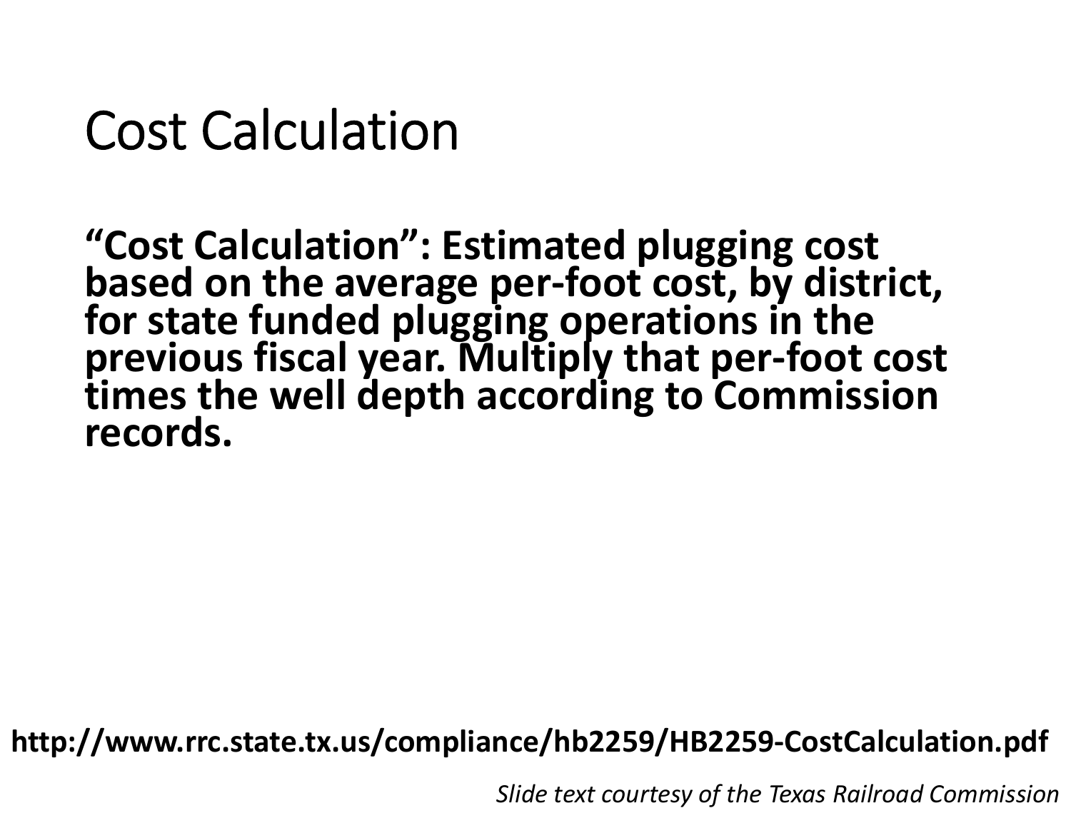# Cost Calculation

**"Cost Calculation": Estimated plugging cost based on the average per-foot cost, by district, for state funded plugging operations in the previous fiscal year. Multiply that per-foot cost times the well depth according to Commission records.**

**http://www.rrc.state.tx.us/compliance/hb2259/HB2259-CostCalculation.pdf**

*Slide text courtesy of the Texas Railroad Commission*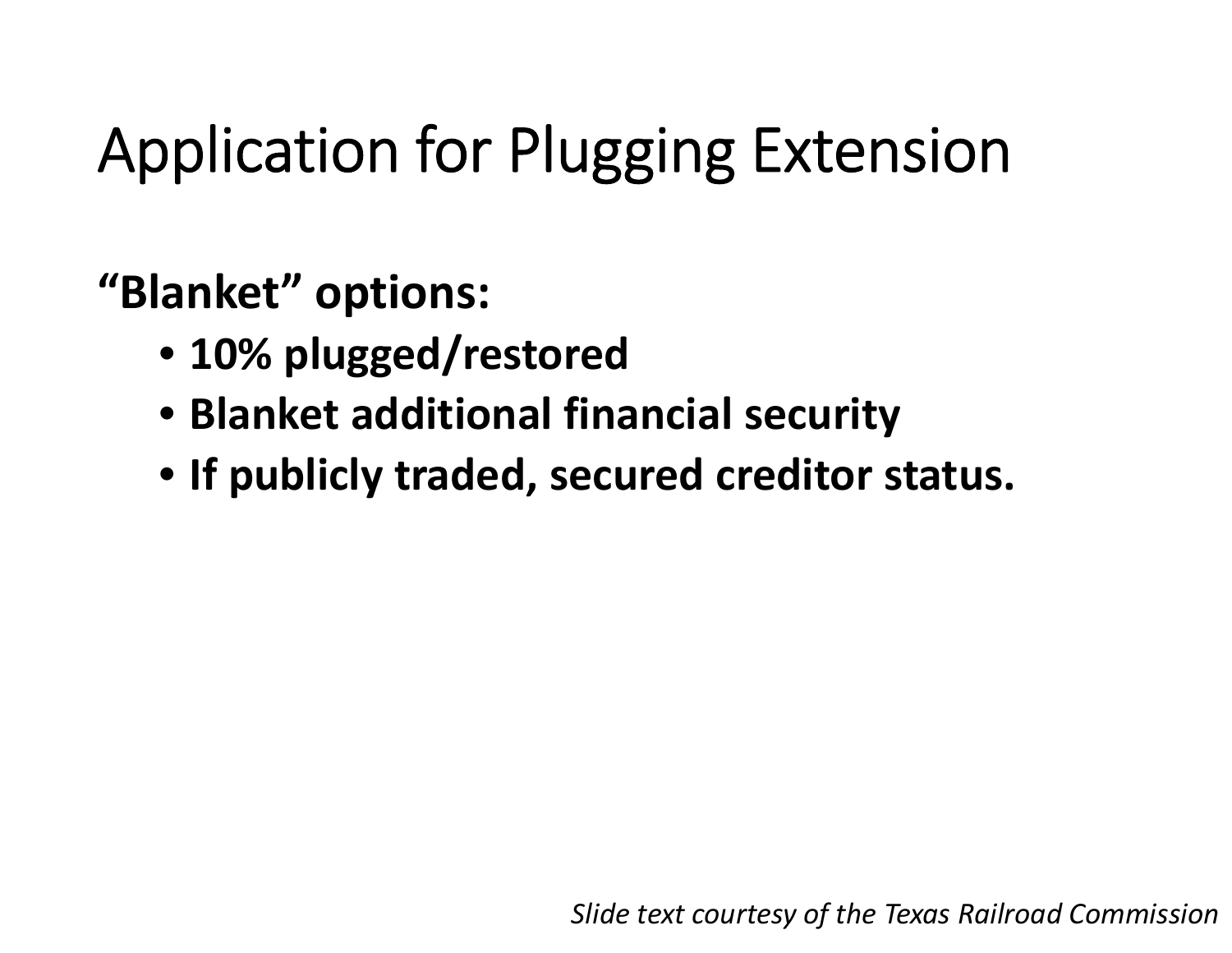# Application for Plugging Extension

**“Blanket” options:**

- **10% plugged/restored**
- **Blanket additional financial security**
- **If publicly traded, secured creditor status.**

*Slide text courtesy of the Texas Railroad Commission*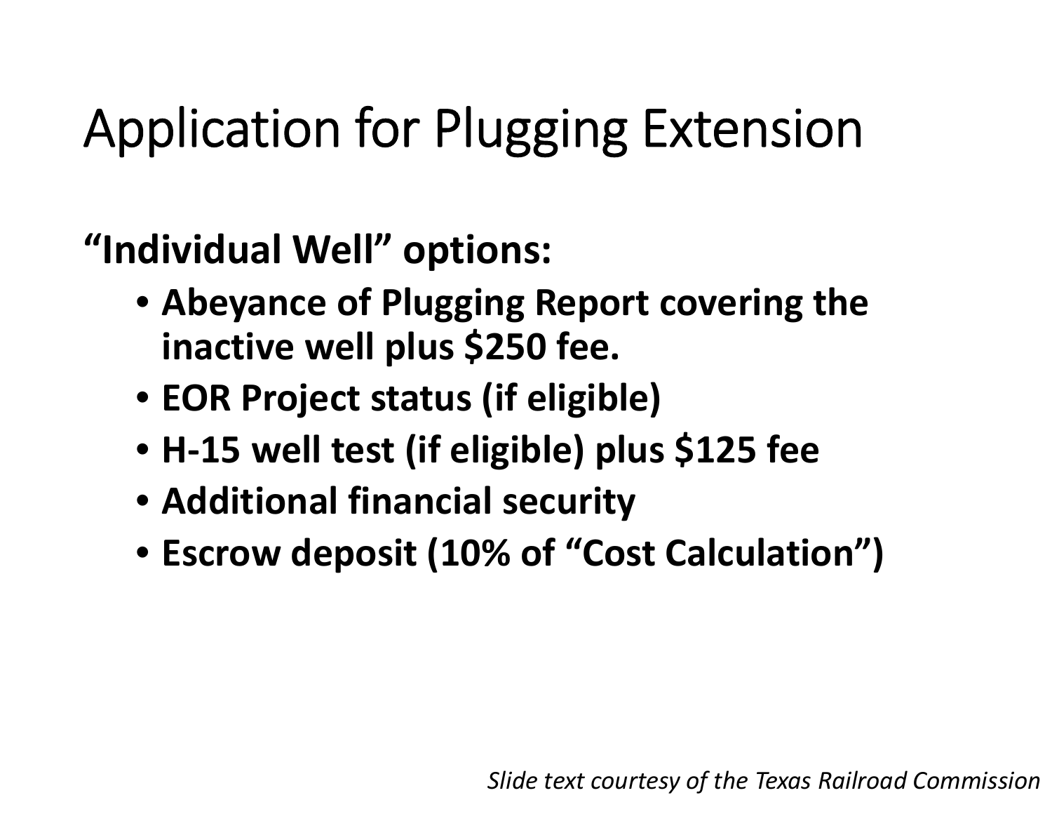# Application for Plugging Extension

**"Individual Well" options:**

- **Abeyance of Plugging Report covering the inactive well plus $250 fee.**
- **EOR Project status (if eligible)**
- **H-15 well test (if eligible) plus $125 fee**
- **Additional financial security**
- **Escrow deposit (10% of "Cost Calculation")**

*Slide text courtesy of the Texas Railroad Commission*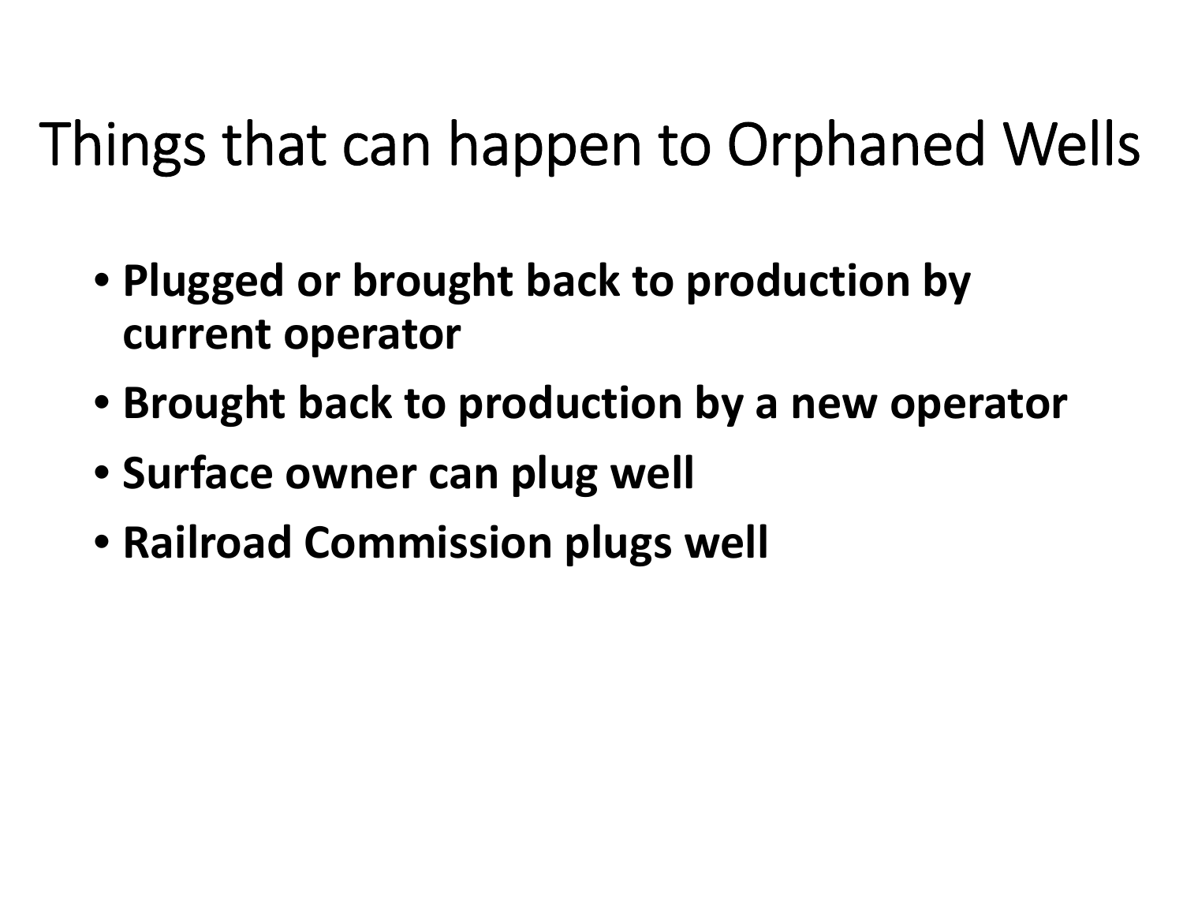# Things that can happen to Orphaned Wells

- **Plugged or brought back to production by current operator**
- **Brought back to production by a new operator**
- **Surface owner can plug well**
- **Railroad Commission plugs well**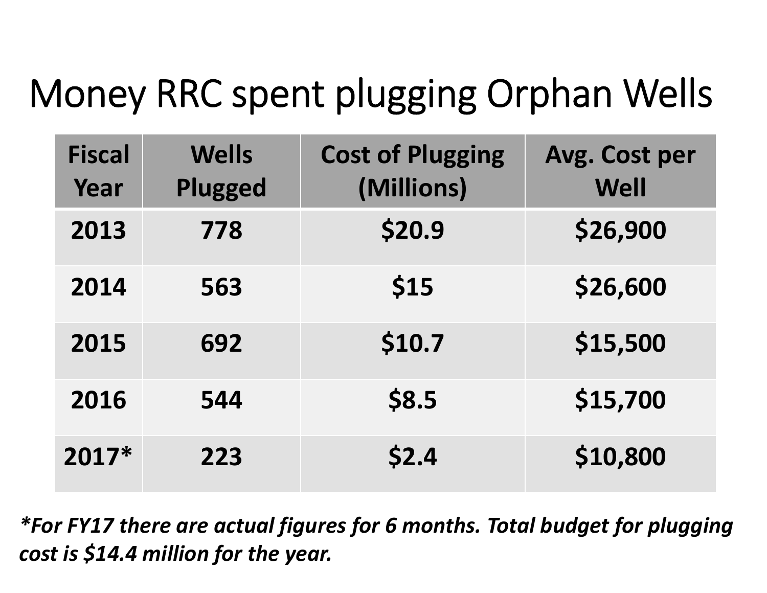# Money RRC spent plugging Orphan Wells

| Fiscal Year | Wells Plugged | Cost of Plugging (Millions) | Avg. Cost per Well |
|---|---|---|---|
| 2013 | 778 | $20.9 | $26,900 |
| 2014 | 563 | $15 | $26,600 |
| 2015 | 692 | $10.7 | $15,500 |
| 2016 | 544 | $8.5 | $15,700 |
| 2017* | 223 | $2.4 | $10,800 |

***For FY17 there are actual figures for 6 months. Total budget for plugging cost is $14.4 million for the year.***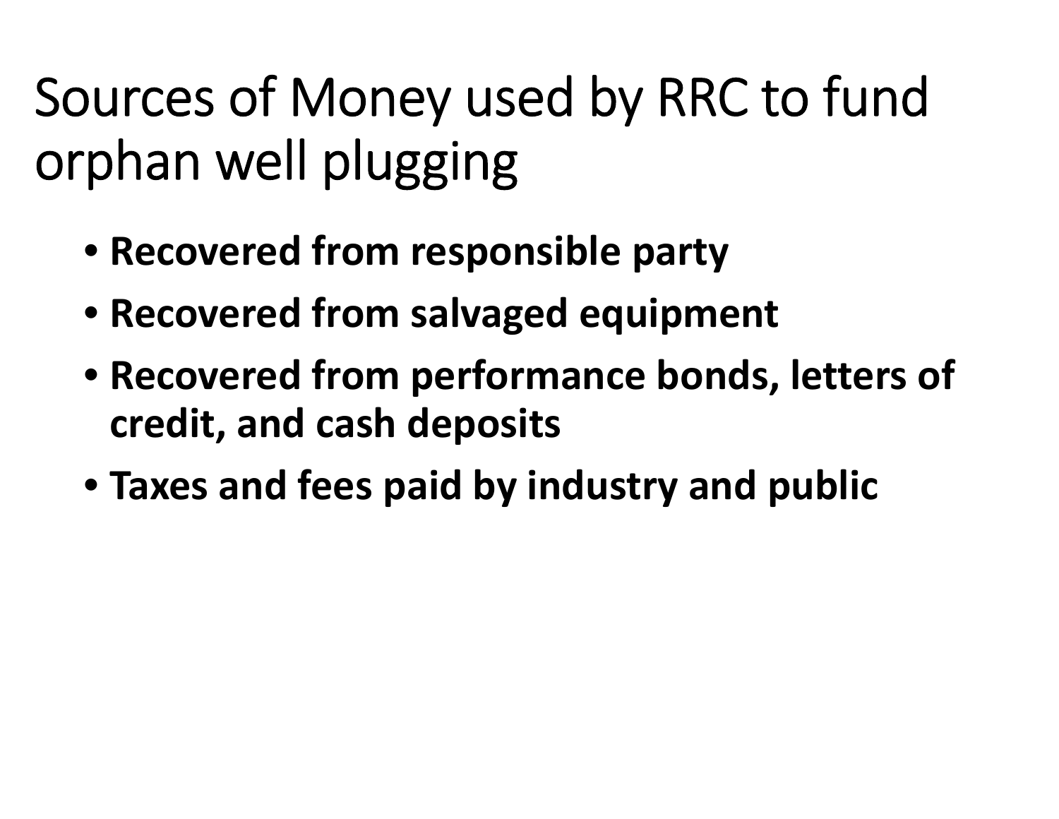# Sources of Money used by RRC to fund orphan well plugging

- **Recovered from responsible party**
- **Recovered from salvaged equipment**
- **Recovered from performance bonds, letters of credit, and cash deposits**
- **Taxes and fees paid by industry and public**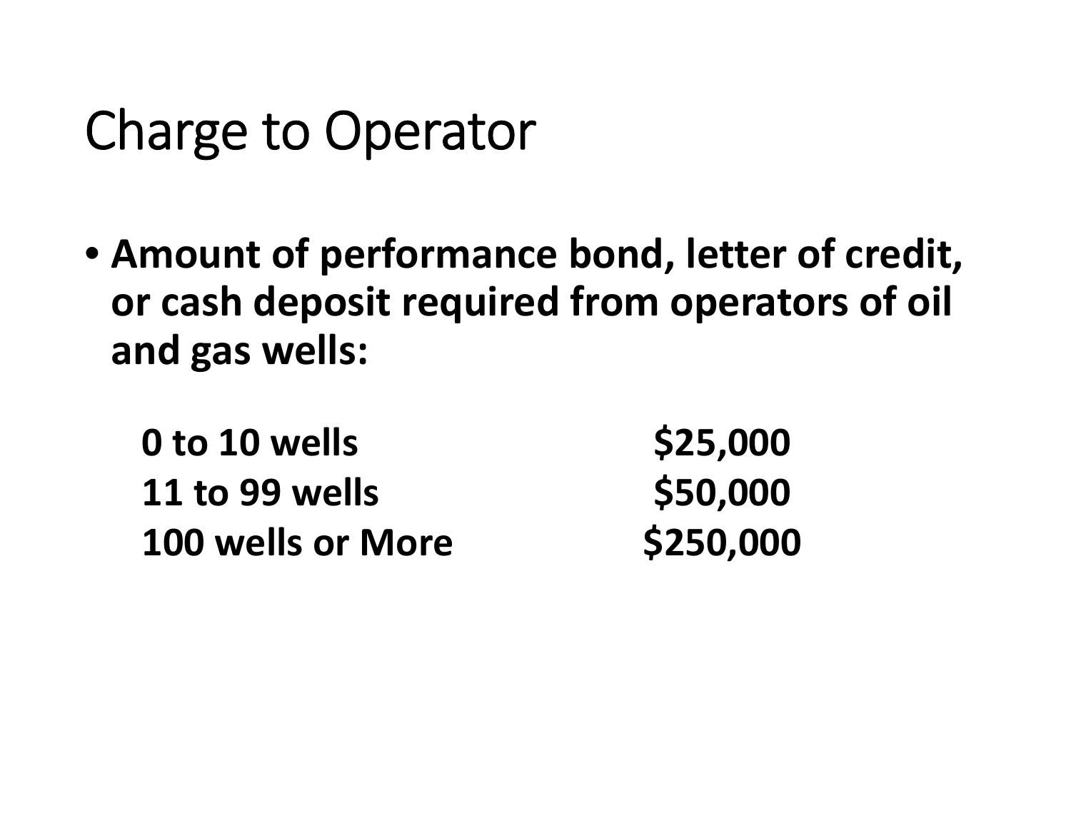# Charge to Operator

- **Amount of performance bond, letter of credit, or cash deposit required from operators of oil and gas wells:**

| | |
|---|---|
| **0 to 10 wells** | **$25,000** |
| **11 to 99 wells** | **$50,000** |
| **100 wells or More** | **$250,000** |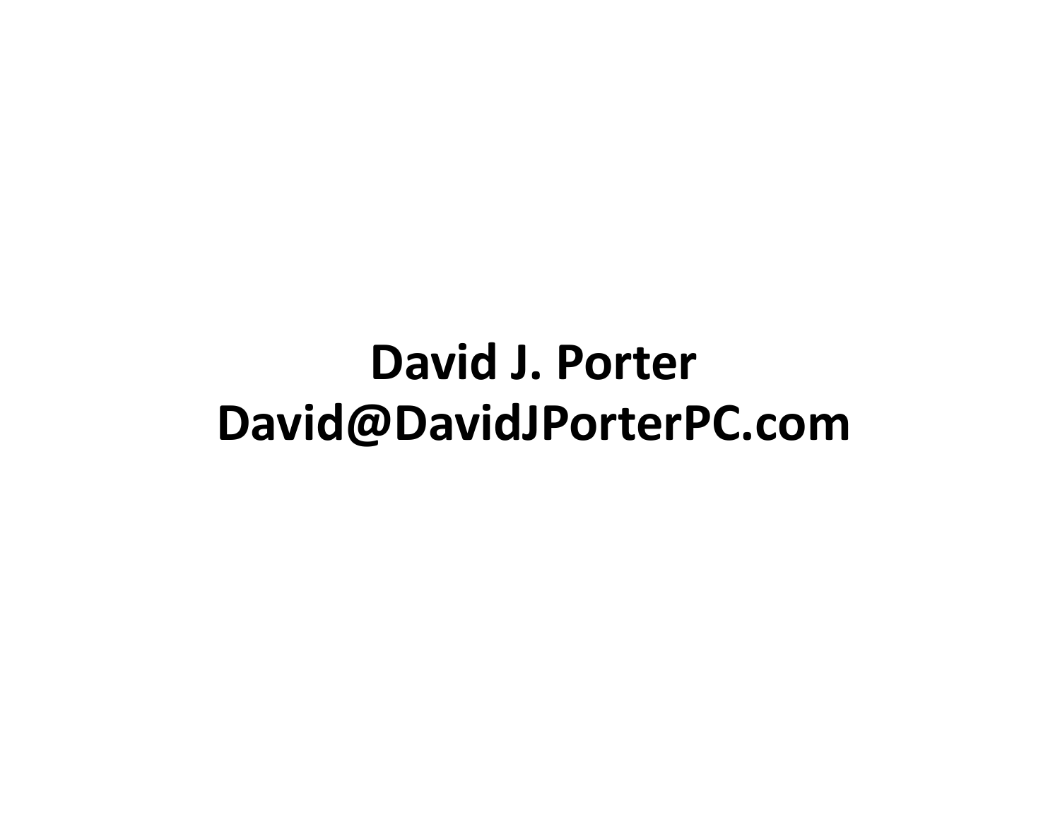**David J. Porter**
**David@DavidJPorterPC.com**